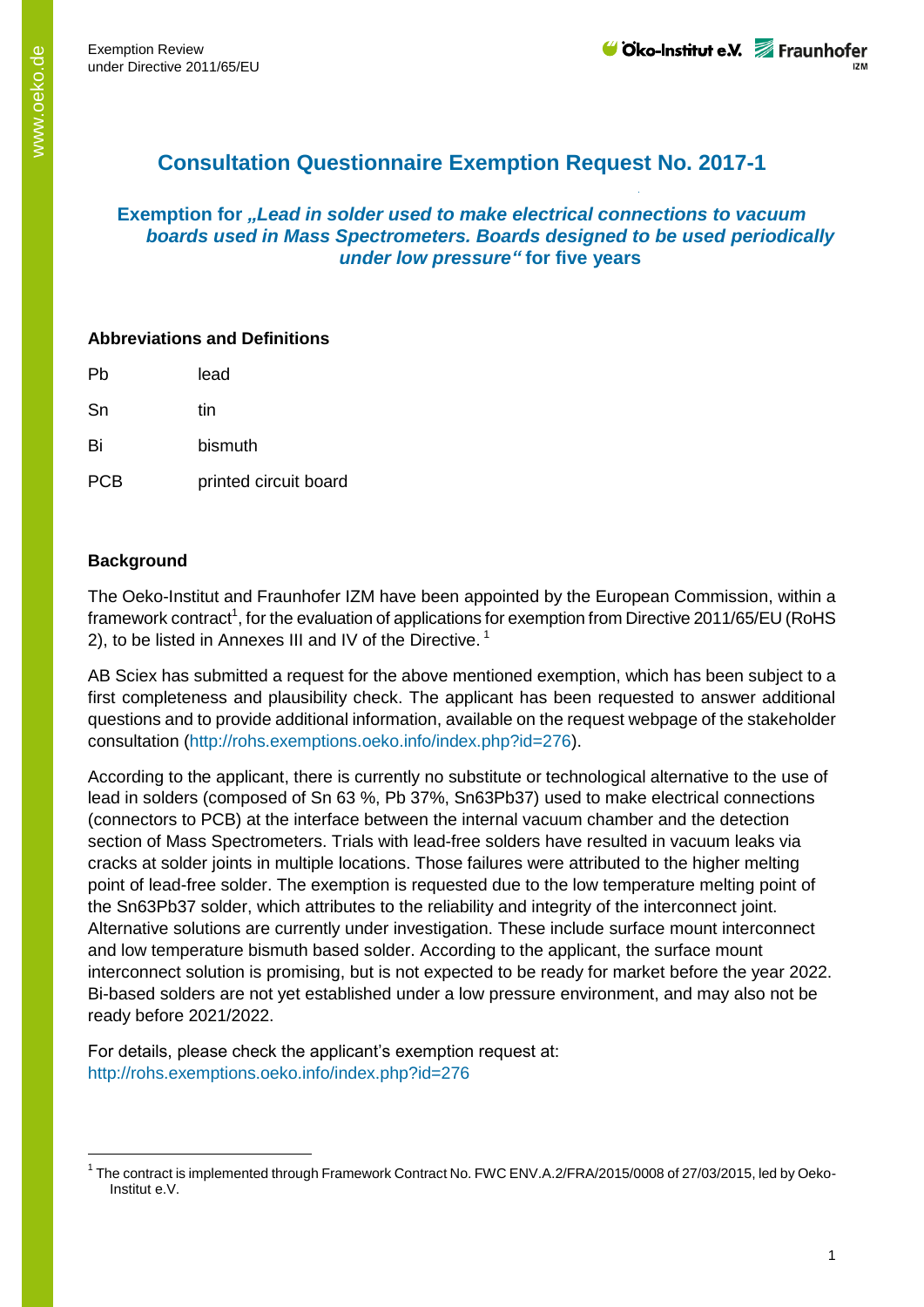# Consultation Questionnaire Exemption Request No. 2017-1

### Exemption for *„Lead in solder used to make electrical connections to vacuum boards used in Mass Spectrometers. Boards designed to be used periodically under low pressure“* for five years

**Abbreviations and Definitions**

| | |
|---|---|
| Pb | lead |
| Sn | tin |
| Bi | bismuth |
| PCB | printed circuit board |

**Background**

The Oeko-Institut and Fraunhofer IZM have been appointed by the European Commission, within a framework contract[1], for the evaluation of applications for exemption from Directive 2011/65/EU (RoHS 2), to be listed in Annexes III and IV of the Directive. [1]

AB Sciex has submitted a request for the above mentioned exemption, which has been subject to a first completeness and plausibility check. The applicant has been requested to answer additional questions and to provide additional information, available on the request webpage of the stakeholder consultation (http://rohs.exemptions.oeko.info/index.php?id=276).

According to the applicant, there is currently no substitute or technological alternative to the use of lead in solders (composed of Sn 63 %, Pb 37%, Sn63Pb37) used to make electrical connections (connectors to PCB) at the interface between the internal vacuum chamber and the detection section of Mass Spectrometers. Trials with lead-free solders have resulted in vacuum leaks via cracks at solder joints in multiple locations. Those failures were attributed to the higher melting point of lead-free solder. The exemption is requested due to the low temperature melting point of the Sn63Pb37 solder, which attributes to the reliability and integrity of the interconnect joint. Alternative solutions are currently under investigation. These include surface mount interconnect and low temperature bismuth based solder. According to the applicant, the surface mount interconnect solution is promising, but is not expected to be ready for market before the year 2022. Bi-based solders are not yet established under a low pressure environment, and may also not be ready before 2021/2022.

For details, please check the applicant's exemption request at:
http://rohs.exemptions.oeko.info/index.php?id=276

[1] The contract is implemented through Framework Contract No. FWC ENV.A.2/FRA/2015/0008 of 27/03/2015, led by Oeko-Institut e.V.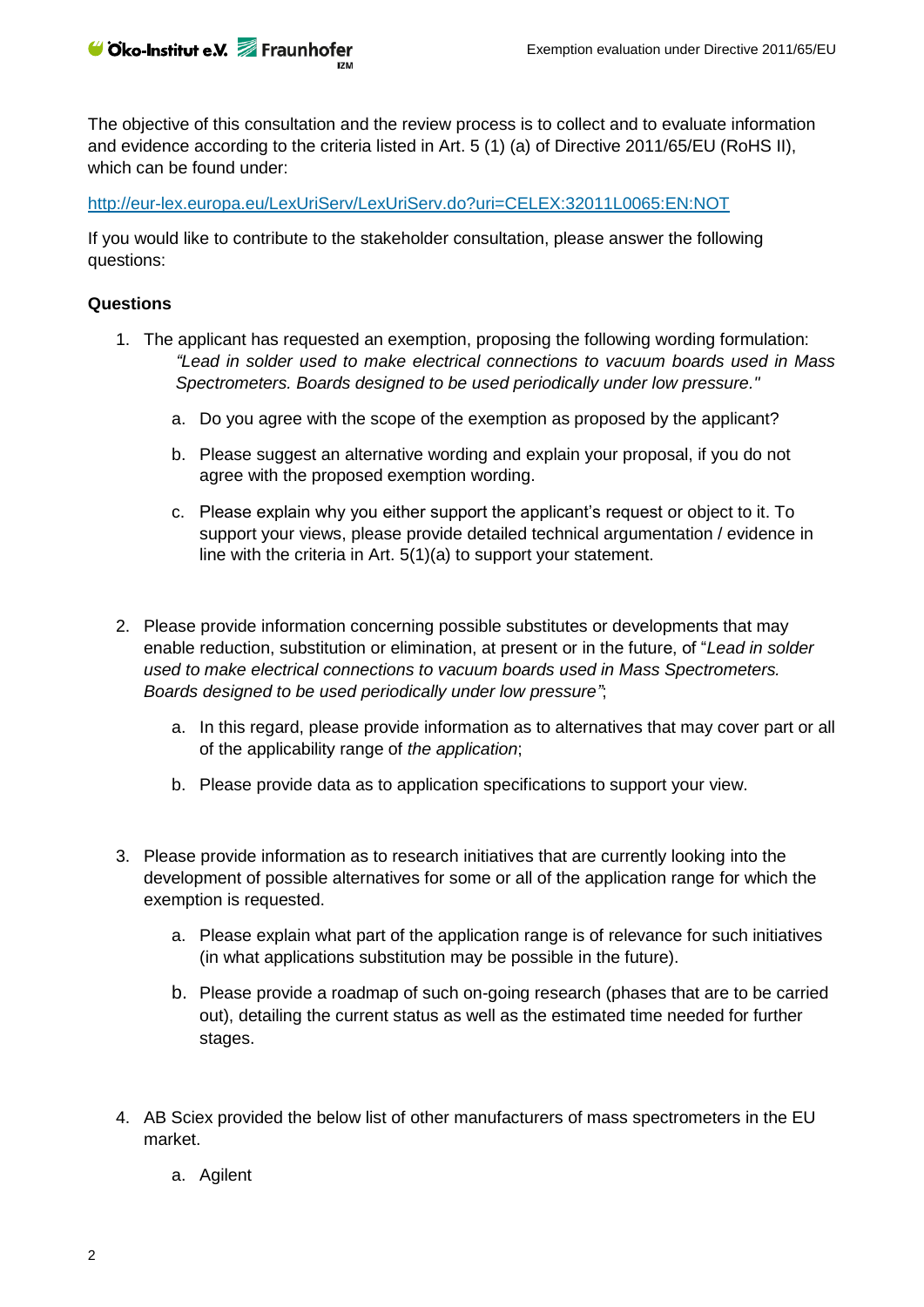The objective of this consultation and the review process is to collect and to evaluate information and evidence according to the criteria listed in Art. 5 (1) (a) of Directive 2011/65/EU (RoHS II), which can be found under:

http://eur-lex.europa.eu/LexUriServ/LexUriServ.do?uri=CELEX:32011L0065:EN:NOT

If you would like to contribute to the stakeholder consultation, please answer the following questions:

**Questions**

1. The applicant has requested an exemption, proposing the following wording formulation: *"Lead in solder used to make electrical connections to vacuum boards used in Mass Spectrometers. Boards designed to be used periodically under low pressure."*

    a. Do you agree with the scope of the exemption as proposed by the applicant?

    b. Please suggest an alternative wording and explain your proposal, if you do not agree with the proposed exemption wording.

    c. Please explain why you either support the applicant's request or object to it. To support your views, please provide detailed technical argumentation / evidence in line with the criteria in Art. 5(1)(a) to support your statement.

2. Please provide information concerning possible substitutes or developments that may enable reduction, substitution or elimination, at present or in the future, of "*Lead in solder used to make electrical connections to vacuum boards used in Mass Spectrometers. Boards designed to be used periodically under low pressure"*;

    a. In this regard, please provide information as to alternatives that may cover part or all of the applicability range of *the application*;

    b. Please provide data as to application specifications to support your view.

3. Please provide information as to research initiatives that are currently looking into the development of possible alternatives for some or all of the application range for which the exemption is requested.

    a. Please explain what part of the application range is of relevance for such initiatives (in what applications substitution may be possible in the future).

    b. Please provide a roadmap of such on-going research (phases that are to be carried out), detailing the current status as well as the estimated time needed for further stages.

4. AB Sciex provided the below list of other manufacturers of mass spectrometers in the EU market.

    a. Agilent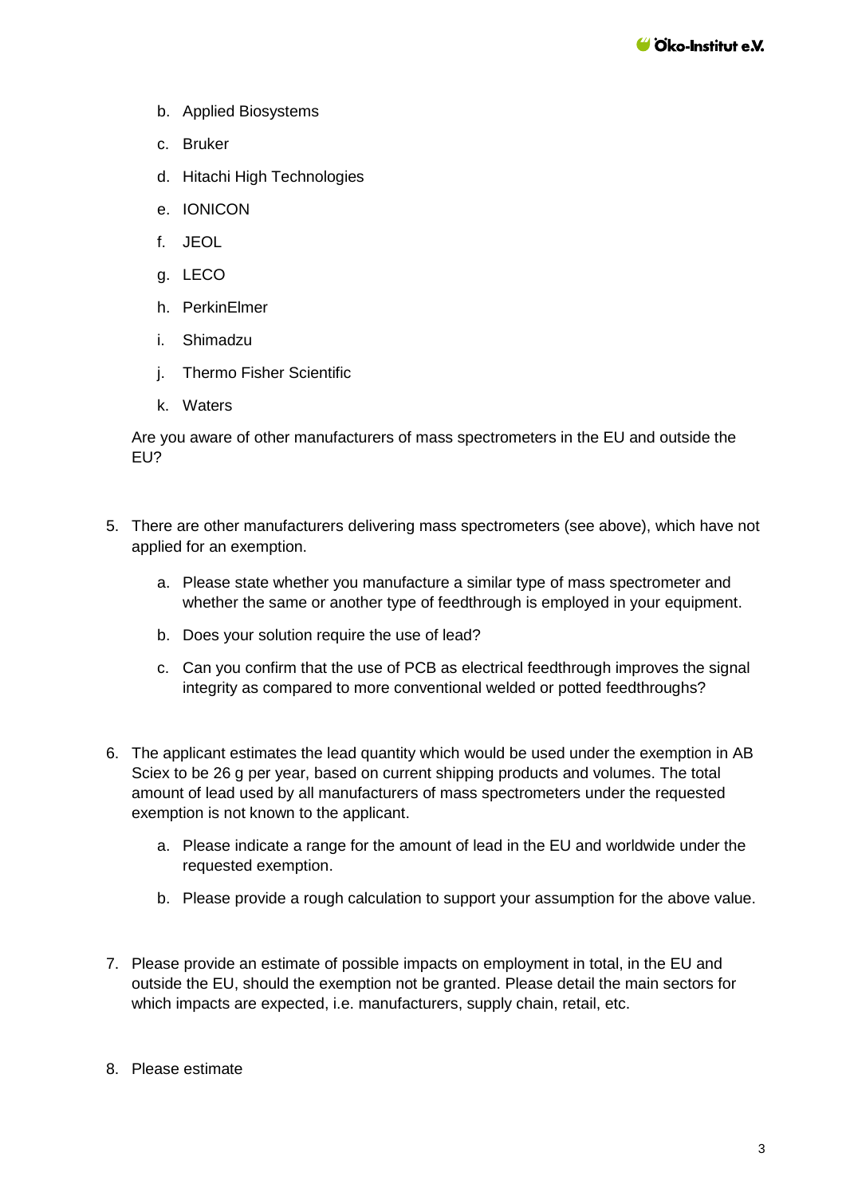b. Applied Biosystems

c. Bruker

d. Hitachi High Technologies

e. IONICON

f. JEOL

g. LECO

h. PerkinElmer

i. Shimadzu

j. Thermo Fisher Scientific

k. Waters

Are you aware of other manufacturers of mass spectrometers in the EU and outside the EU?

5. There are other manufacturers delivering mass spectrometers (see above), which have not applied for an exemption.

   a. Please state whether you manufacture a similar type of mass spectrometer and whether the same or another type of feedthrough is employed in your equipment.

   b. Does your solution require the use of lead?

   c. Can you confirm that the use of PCB as electrical feedthrough improves the signal integrity as compared to more conventional welded or potted feedthroughs?

6. The applicant estimates the lead quantity which would be used under the exemption in AB Sciex to be 26 g per year, based on current shipping products and volumes. The total amount of lead used by all manufacturers of mass spectrometers under the requested exemption is not known to the applicant.

   a. Please indicate a range for the amount of lead in the EU and worldwide under the requested exemption.

   b. Please provide a rough calculation to support your assumption for the above value.

7. Please provide an estimate of possible impacts on employment in total, in the EU and outside the EU, should the exemption not be granted. Please detail the main sectors for which impacts are expected, i.e. manufacturers, supply chain, retail, etc.

8. Please estimate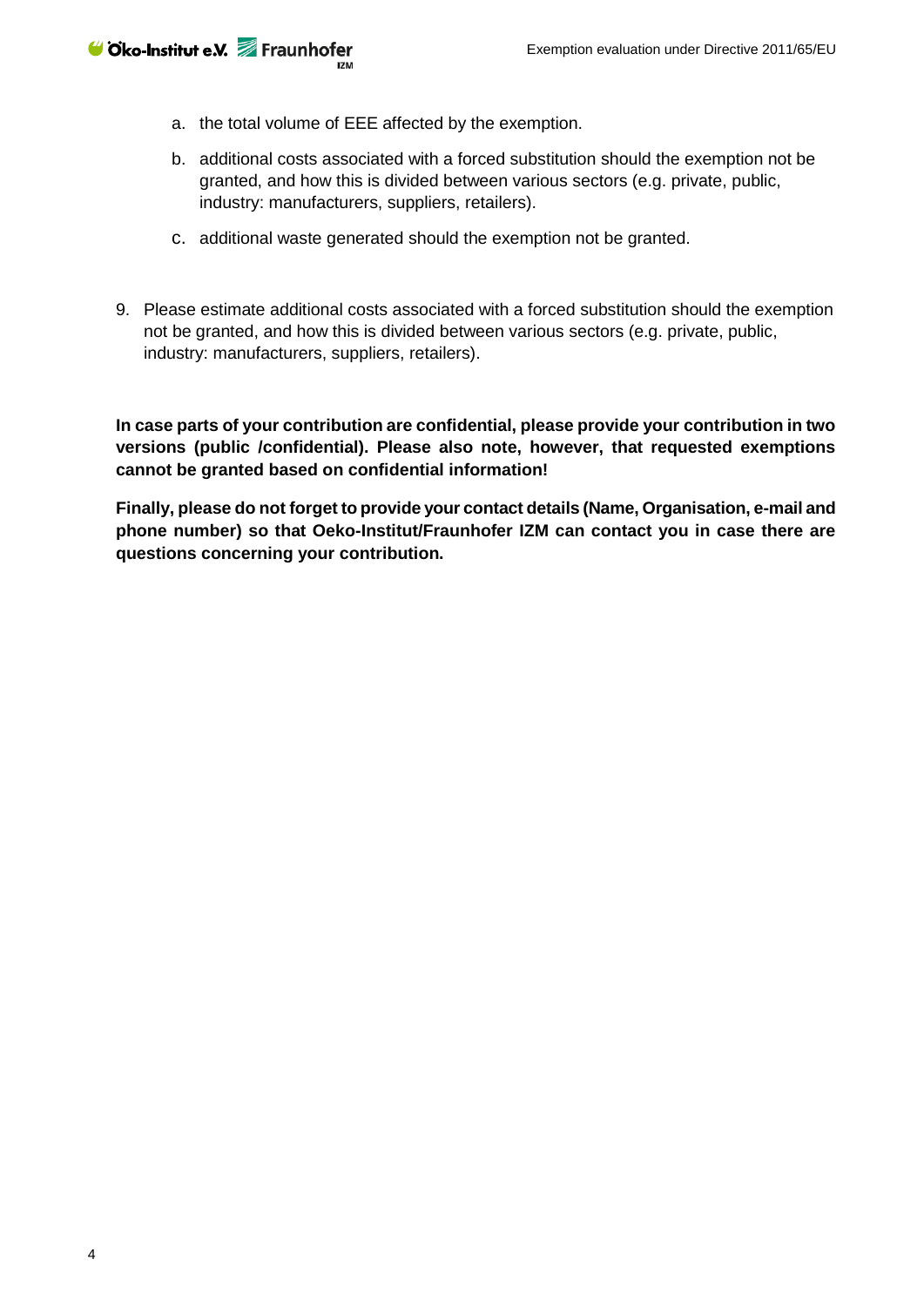a. the total volume of EEE affected by the exemption.

b. additional costs associated with a forced substitution should the exemption not be granted, and how this is divided between various sectors (e.g. private, public, industry: manufacturers, suppliers, retailers).

c. additional waste generated should the exemption not be granted.

9. Please estimate additional costs associated with a forced substitution should the exemption not be granted, and how this is divided between various sectors (e.g. private, public, industry: manufacturers, suppliers, retailers).

**In case parts of your contribution are confidential, please provide your contribution in two versions (public /confidential). Please also note, however, that requested exemptions cannot be granted based on confidential information!**

**Finally, please do not forget to provide your contact details (Name, Organisation, e-mail and phone number) so that Oeko-Institut/Fraunhofer IZM can contact you in case there are questions concerning your contribution.**